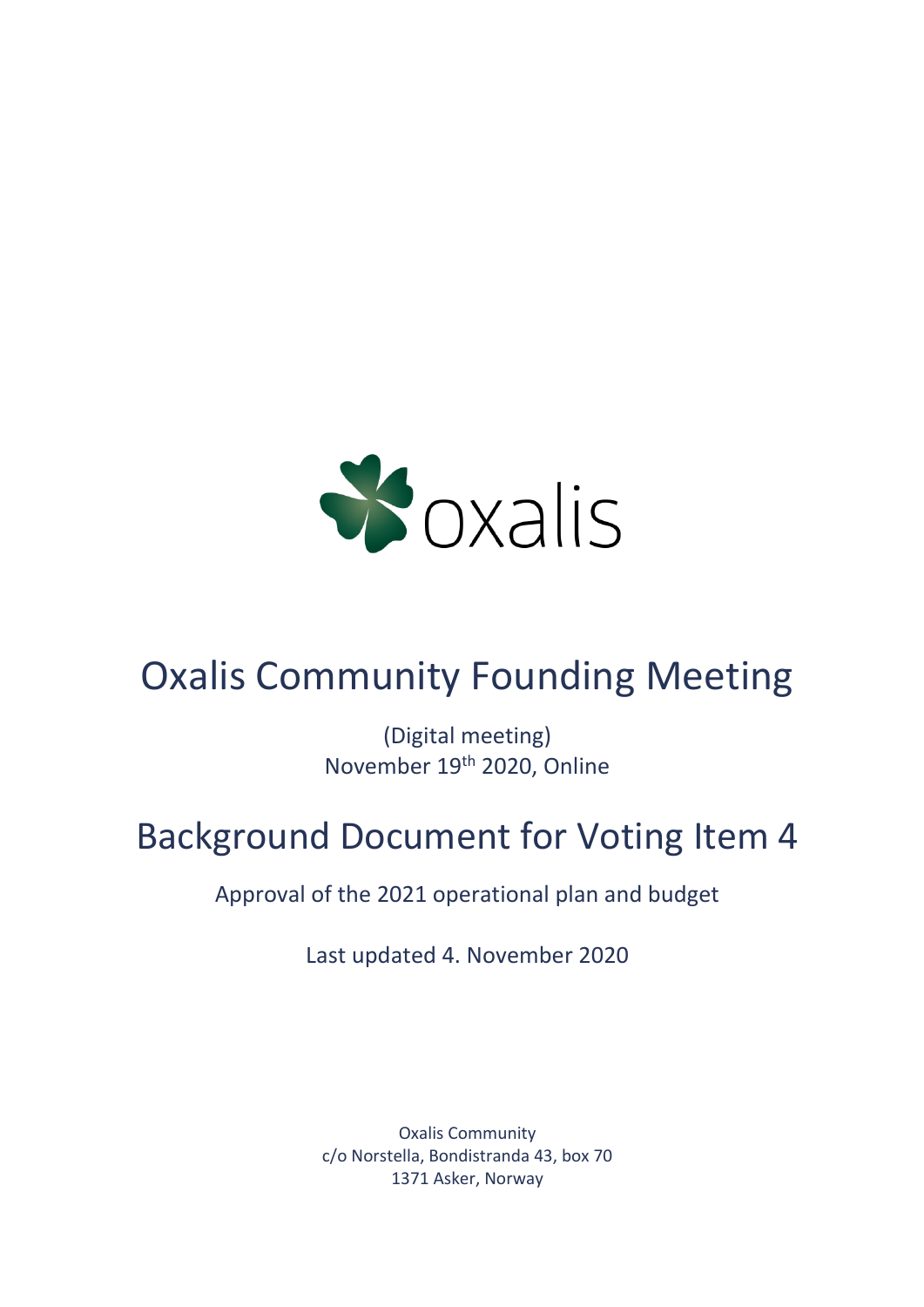oxalis

# Oxalis Community Founding Meeting

(Digital meeting)
November 19th 2020, Online

# Background Document for Voting Item 4

Approval of the 2021 operational plan and budget

Last updated 4. November 2020

Oxalis Community
c/o Norstella, Bondistranda 43, box 70
1371 Asker, Norway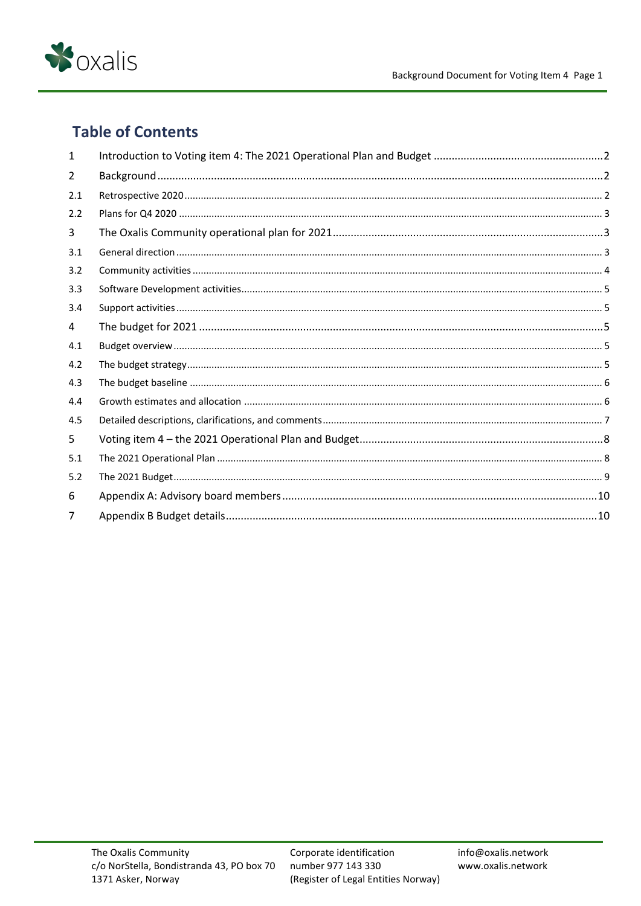## Table of Contents

| | | |
|---|---|---|
| 1 | Introduction to Voting item 4: The 2021 Operational Plan and Budget | 2 |
| 2 | Background | 2 |
| 2.1 | Retrospective 2020 | 2 |
| 2.2 | Plans for Q4 2020 | 3 |
| 3 | The Oxalis Community operational plan for 2021 | 3 |
| 3.1 | General direction | 3 |
| 3.2 | Community activities | 4 |
| 3.3 | Software Development activities | 5 |
| 3.4 | Support activities | 5 |
| 4 | The budget for 2021 | 5 |
| 4.1 | Budget overview | 5 |
| 4.2 | The budget strategy | 5 |
| 4.3 | The budget baseline | 6 |
| 4.4 | Growth estimates and allocation | 6 |
| 4.5 | Detailed descriptions, clarifications, and comments | 7 |
| 5 | Voting item 4 – the 2021 Operational Plan and Budget | 8 |
| 5.1 | The 2021 Operational Plan | 8 |
| 5.2 | The 2021 Budget | 9 |
| 6 | Appendix A: Advisory board members | 10 |
| 7 | Appendix B Budget details | 10 |

The Oxalis Community
c/o NorStella, Bondistranda 43, PO box 70
1371 Asker, Norway

Corporate identification number 977 143 330
(Register of Legal Entities Norway)

info@oxalis.network
www.oxalis.network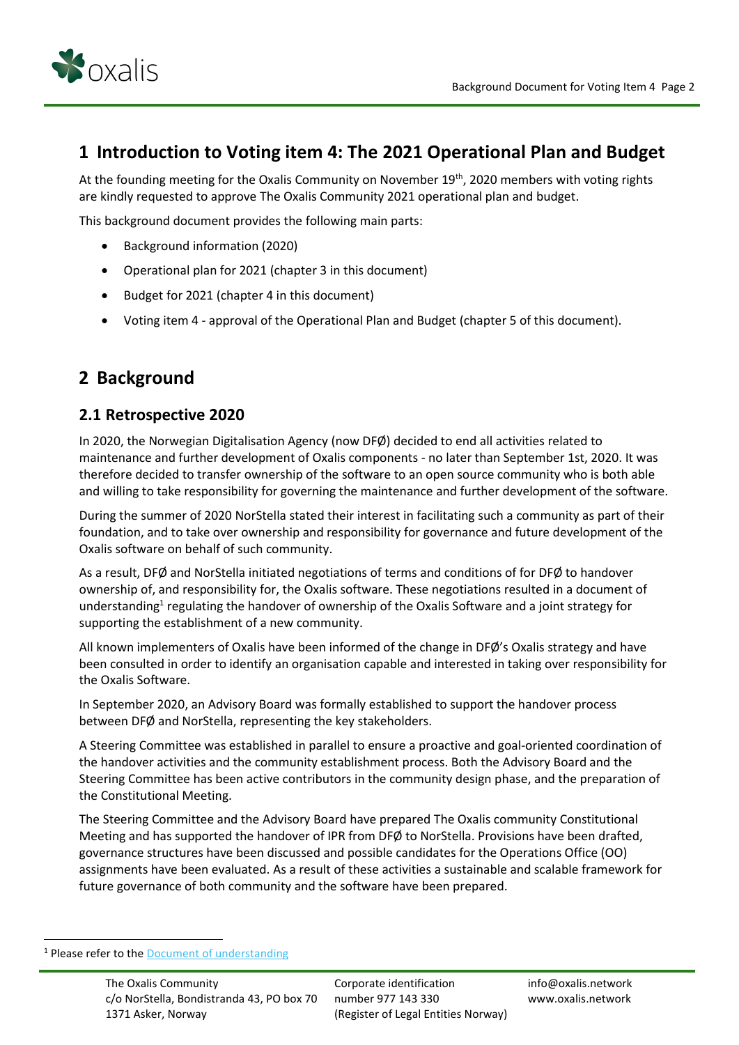# 1 Introduction to Voting item 4: The 2021 Operational Plan and Budget

At the founding meeting for the Oxalis Community on November 19th, 2020 members with voting rights are kindly requested to approve The Oxalis Community 2021 operational plan and budget.

This background document provides the following main parts:

- Background information (2020)
- Operational plan for 2021 (chapter 3 in this document)
- Budget for 2021 (chapter 4 in this document)
- Voting item 4 - approval of the Operational Plan and Budget (chapter 5 of this document).

# 2 Background

## 2.1 Retrospective 2020

In 2020, the Norwegian Digitalisation Agency (now DFØ) decided to end all activities related to maintenance and further development of Oxalis components - no later than September 1st, 2020. It was therefore decided to transfer ownership of the software to an open source community who is both able and willing to take responsibility for governing the maintenance and further development of the software.

During the summer of 2020 NorStella stated their interest in facilitating such a community as part of their foundation, and to take over ownership and responsibility for governance and future development of the Oxalis software on behalf of such community.

As a result, DFØ and NorStella initiated negotiations of terms and conditions of for DFØ to handover ownership of, and responsibility for, the Oxalis software. These negotiations resulted in a document of understanding[1] regulating the handover of ownership of the Oxalis Software and a joint strategy for supporting the establishment of a new community.

All known implementers of Oxalis have been informed of the change in DFØ's Oxalis strategy and have been consulted in order to identify an organisation capable and interested in taking over responsibility for the Oxalis Software.

In September 2020, an Advisory Board was formally established to support the handover process between DFØ and NorStella, representing the key stakeholders.

A Steering Committee was established in parallel to ensure a proactive and goal-oriented coordination of the handover activities and the community establishment process. Both the Advisory Board and the Steering Committee has been active contributors in the community design phase, and the preparation of the Constitutional Meeting.

The Steering Committee and the Advisory Board have prepared The Oxalis community Constitutional Meeting and has supported the handover of IPR from DFØ to NorStella. Provisions have been drafted, governance structures have been discussed and possible candidates for the Operations Office (OO) assignments have been evaluated. As a result of these activities a sustainable and scalable framework for future governance of both community and the software have been prepared.

[1] Please refer to the Document of understanding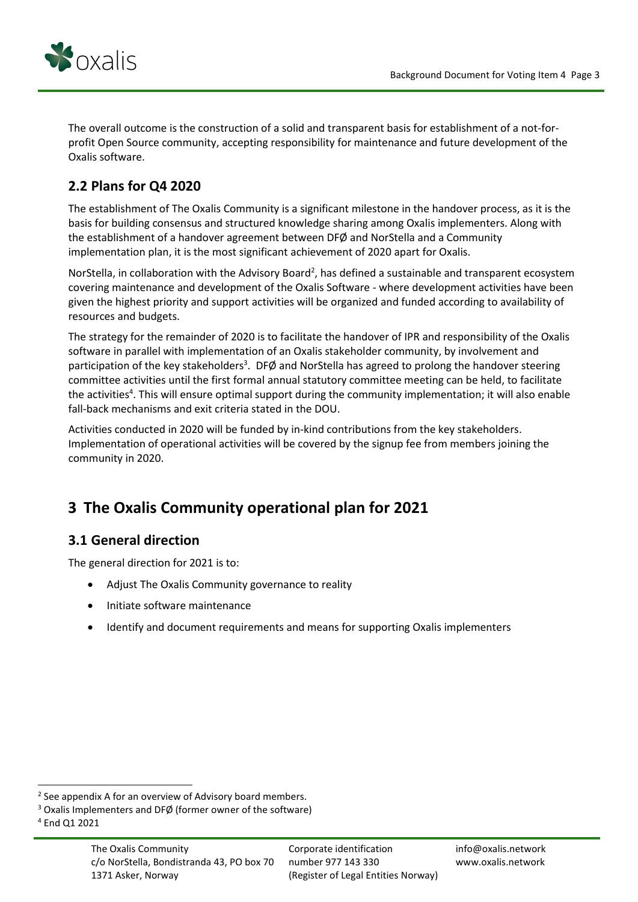The overall outcome is the construction of a solid and transparent basis for establishment of a not-for-profit Open Source community, accepting responsibility for maintenance and future development of the Oxalis software.

## 2.2 Plans for Q4 2020

The establishment of The Oxalis Community is a significant milestone in the handover process, as it is the basis for building consensus and structured knowledge sharing among Oxalis implementers. Along with the establishment of a handover agreement between DFØ and NorStella and a Community implementation plan, it is the most significant achievement of 2020 apart for Oxalis.

NorStella, in collaboration with the Advisory Board[2], has defined a sustainable and transparent ecosystem covering maintenance and development of the Oxalis Software - where development activities have been given the highest priority and support activities will be organized and funded according to availability of resources and budgets.

The strategy for the remainder of 2020 is to facilitate the handover of IPR and responsibility of the Oxalis software in parallel with implementation of an Oxalis stakeholder community, by involvement and participation of the key stakeholders[3]. DFØ and NorStella has agreed to prolong the handover steering committee activities until the first formal annual statutory committee meeting can be held, to facilitate the activities[4]. This will ensure optimal support during the community implementation; it will also enable fall-back mechanisms and exit criteria stated in the DOU.

Activities conducted in 2020 will be funded by in-kind contributions from the key stakeholders. Implementation of operational activities will be covered by the signup fee from members joining the community in 2020.

# 3 The Oxalis Community operational plan for 2021

## 3.1 General direction

The general direction for 2021 is to:

- Adjust The Oxalis Community governance to reality
- Initiate software maintenance
- Identify and document requirements and means for supporting Oxalis implementers

---

[2] See appendix A for an overview of Advisory board members.

[3] Oxalis Implementers and DFØ (former owner of the software)

[4] End Q1 2021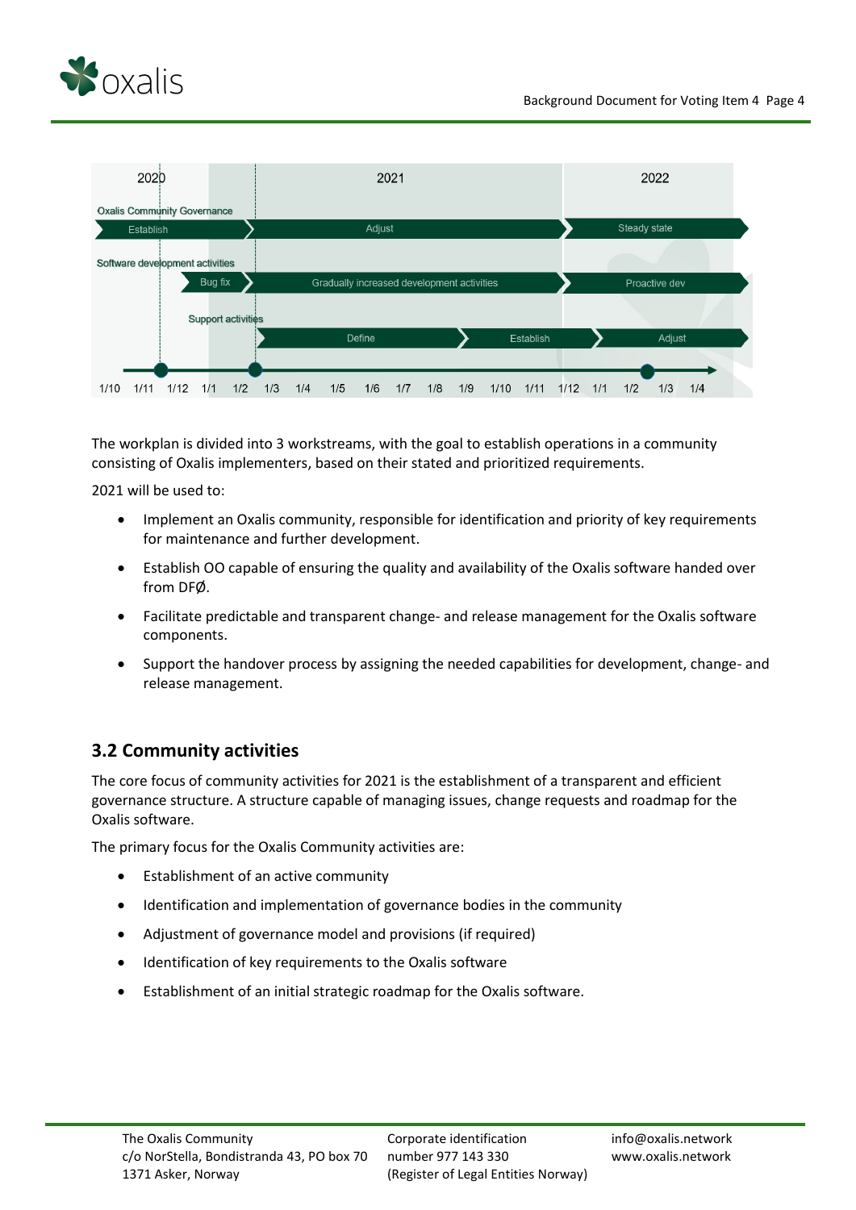| | 2020 | 2021 | 2022 |
|---|---|---|---|
| Oxalis Community Governance | Establish | Adjust | Steady state |
| Software development activities | Bug fix | Gradually increased development activities | Proactive dev |
| Support activities | | Define / Establish | Adjust |

1/10 1/11 1/12 1/1 1/2 1/3 1/4 1/5 1/6 1/7 1/8 1/9 1/10 1/11 1/12 1/1 1/2 1/3 1/4

The workplan is divided into 3 workstreams, with the goal to establish operations in a community consisting of Oxalis implementers, based on their stated and prioritized requirements.

2021 will be used to:

- Implement an Oxalis community, responsible for identification and priority of key requirements for maintenance and further development.
- Establish OO capable of ensuring the quality and availability of the Oxalis software handed over from DFØ.
- Facilitate predictable and transparent change- and release management for the Oxalis software components.
- Support the handover process by assigning the needed capabilities for development, change- and release management.

## 3.2 Community activities

The core focus of community activities for 2021 is the establishment of a transparent and efficient governance structure. A structure capable of managing issues, change requests and roadmap for the Oxalis software.

The primary focus for the Oxalis Community activities are:

- Establishment of an active community
- Identification and implementation of governance bodies in the community
- Adjustment of governance model and provisions (if required)
- Identification of key requirements to the Oxalis software
- Establishment of an initial strategic roadmap for the Oxalis software.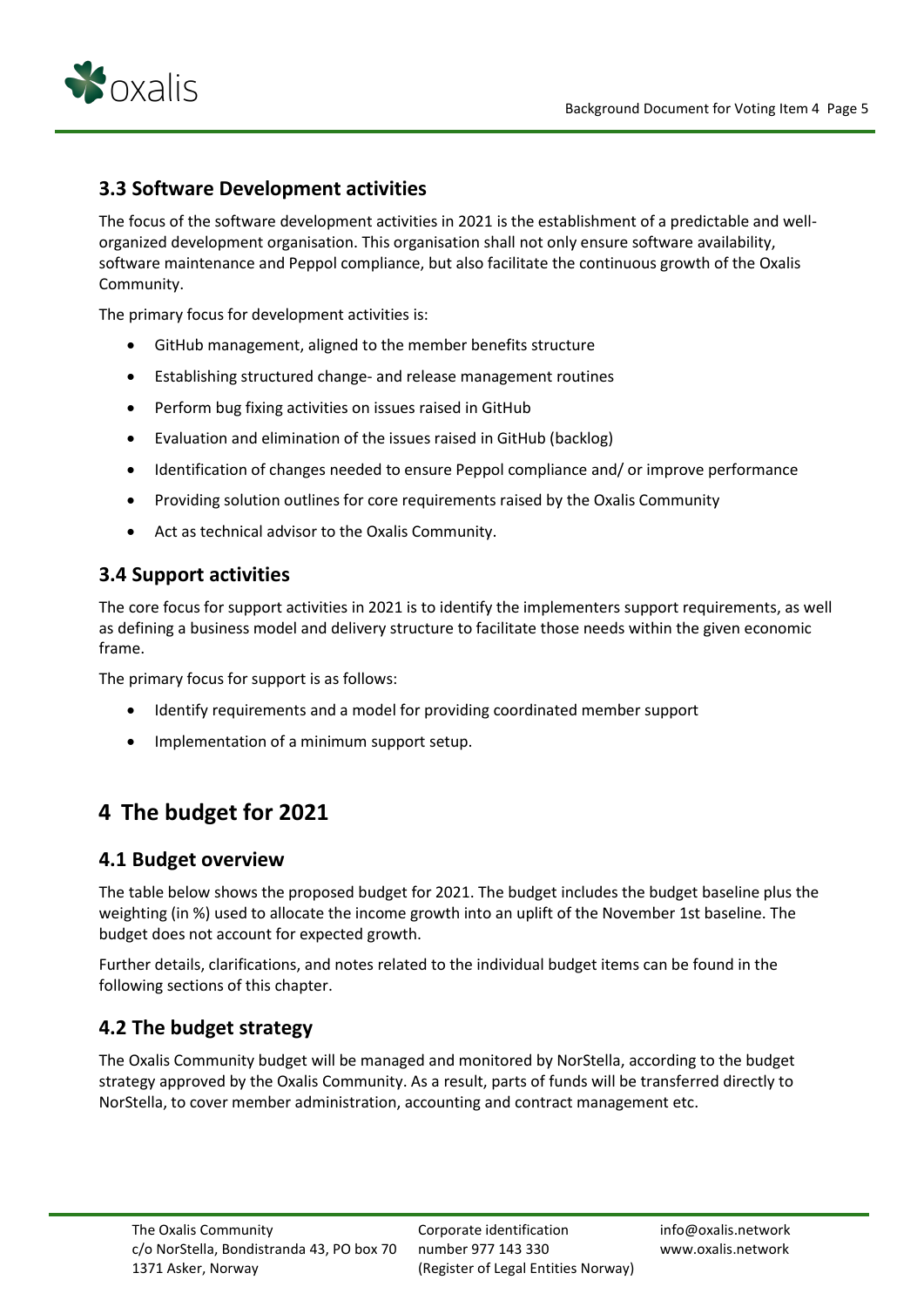### 3.3 Software Development activities

The focus of the software development activities in 2021 is the establishment of a predictable and well-organized development organisation. This organisation shall not only ensure software availability, software maintenance and Peppol compliance, but also facilitate the continuous growth of the Oxalis Community.

The primary focus for development activities is:

- GitHub management, aligned to the member benefits structure
- Establishing structured change- and release management routines
- Perform bug fixing activities on issues raised in GitHub
- Evaluation and elimination of the issues raised in GitHub (backlog)
- Identification of changes needed to ensure Peppol compliance and/ or improve performance
- Providing solution outlines for core requirements raised by the Oxalis Community
- Act as technical advisor to the Oxalis Community.

### 3.4 Support activities

The core focus for support activities in 2021 is to identify the implementers support requirements, as well as defining a business model and delivery structure to facilitate those needs within the given economic frame.

The primary focus for support is as follows:

- Identify requirements and a model for providing coordinated member support
- Implementation of a minimum support setup.

## 4 The budget for 2021

### 4.1 Budget overview

The table below shows the proposed budget for 2021. The budget includes the budget baseline plus the weighting (in %) used to allocate the income growth into an uplift of the November 1st baseline. The budget does not account for expected growth.

Further details, clarifications, and notes related to the individual budget items can be found in the following sections of this chapter.

### 4.2 The budget strategy

The Oxalis Community budget will be managed and monitored by NorStella, according to the budget strategy approved by the Oxalis Community. As a result, parts of funds will be transferred directly to NorStella, to cover member administration, accounting and contract management etc.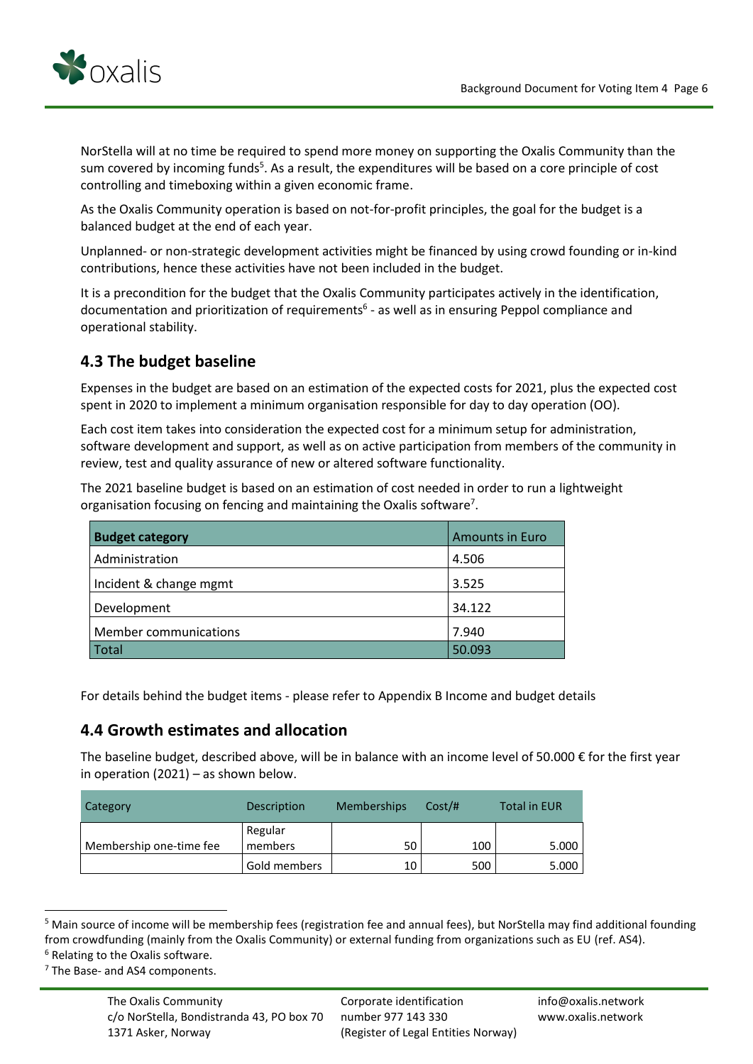NorStella will at no time be required to spend more money on supporting the Oxalis Community than the sum covered by incoming funds[5]. As a result, the expenditures will be based on a core principle of cost controlling and timeboxing within a given economic frame.

As the Oxalis Community operation is based on not-for-profit principles, the goal for the budget is a balanced budget at the end of each year.

Unplanned- or non-strategic development activities might be financed by using crowd founding or in-kind contributions, hence these activities have not been included in the budget.

It is a precondition for the budget that the Oxalis Community participates actively in the identification, documentation and prioritization of requirements[6] - as well as in ensuring Peppol compliance and operational stability.

## 4.3 The budget baseline

Expenses in the budget are based on an estimation of the expected costs for 2021, plus the expected cost spent in 2020 to implement a minimum organisation responsible for day to day operation (OO).

Each cost item takes into consideration the expected cost for a minimum setup for administration, software development and support, as well as on active participation from members of the community in review, test and quality assurance of new or altered software functionality.

The 2021 baseline budget is based on an estimation of cost needed in order to run a lightweight organisation focusing on fencing and maintaining the Oxalis software[7].

| **Budget category** | Amounts in Euro |
|---|---|
| Administration | 4.506 |
| Incident & change mgmt | 3.525 |
| Development | 34.122 |
| Member communications | 7.940 |
| Total | 50.093 |

For details behind the budget items - please refer to Appendix B Income and budget details

## 4.4 Growth estimates and allocation

The baseline budget, described above, will be in balance with an income level of 50.000 € for the first year in operation (2021) – as shown below.

| Category | Description | Memberships | Cost/# | Total in EUR |
|---|---|---|---|---|
| Membership one-time fee | Regular members | 50 | 100 | 5.000 |
| | Gold members | 10 | 500 | 5.000 |

[5] Main source of income will be membership fees (registration fee and annual fees), but NorStella may find additional founding from crowdfunding (mainly from the Oxalis Community) or external funding from organizations such as EU (ref. AS4).

[6] Relating to the Oxalis software.

[7] The Base- and AS4 components.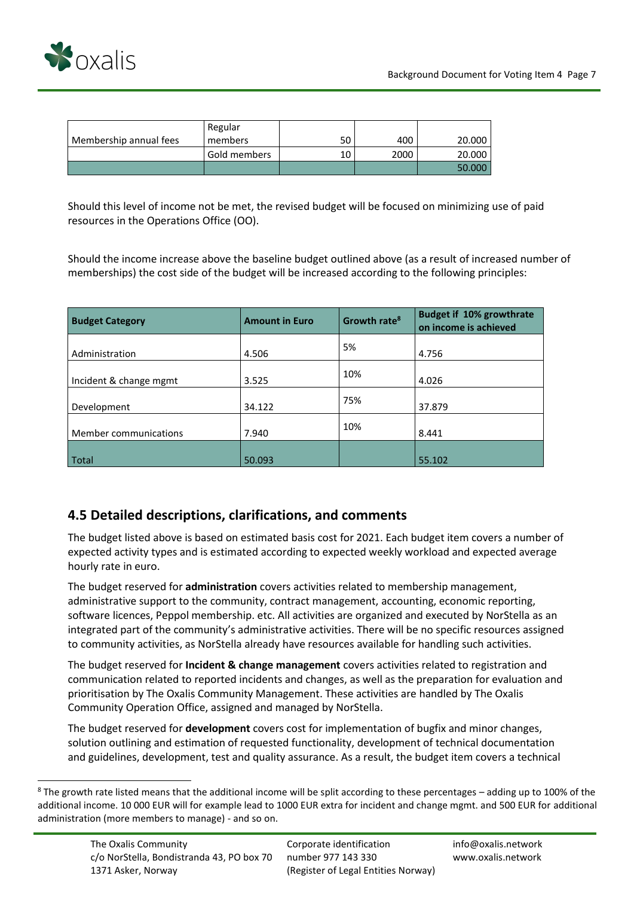| Membership annual fees | Regular members | 50 | 400 | 20.000 |
|---|---|---|---|---|
| | Gold members | 10 | 2000 | 20.000 |
| | | | | 50.000 |

Should this level of income not be met, the revised budget will be focused on minimizing use of paid resources in the Operations Office (OO).

Should the income increase above the baseline budget outlined above (as a result of increased number of memberships) the cost side of the budget will be increased according to the following principles:

| Budget Category | Amount in Euro | Growth rate[8] | Budget if 10% growthrate on income is achieved |
|---|---|---|---|
| Administration | 4.506 | 5% | 4.756 |
| Incident & change mgmt | 3.525 | 10% | 4.026 |
| Development | 34.122 | 75% | 37.879 |
| Member communications | 7.940 | 10% | 8.441 |
| Total | 50.093 | | 55.102 |

## 4.5 Detailed descriptions, clarifications, and comments

The budget listed above is based on estimated basis cost for 2021. Each budget item covers a number of expected activity types and is estimated according to expected weekly workload and expected average hourly rate in euro.

The budget reserved for **administration** covers activities related to membership management, administrative support to the community, contract management, accounting, economic reporting, software licences, Peppol membership. etc. All activities are organized and executed by NorStella as an integrated part of the community's administrative activities. There will be no specific resources assigned to community activities, as NorStella already have resources available for handling such activities.

The budget reserved for **Incident & change management** covers activities related to registration and communication related to reported incidents and changes, as well as the preparation for evaluation and prioritisation by The Oxalis Community Management. These activities are handled by The Oxalis Community Operation Office, assigned and managed by NorStella.

The budget reserved for **development** covers cost for implementation of bugfix and minor changes, solution outlining and estimation of requested functionality, development of technical documentation and guidelines, development, test and quality assurance. As a result, the budget item covers a technical

[8] The growth rate listed means that the additional income will be split according to these percentages – adding up to 100% of the additional income. 10 000 EUR will for example lead to 1000 EUR extra for incident and change mgmt. and 500 EUR for additional administration (more members to manage) - and so on.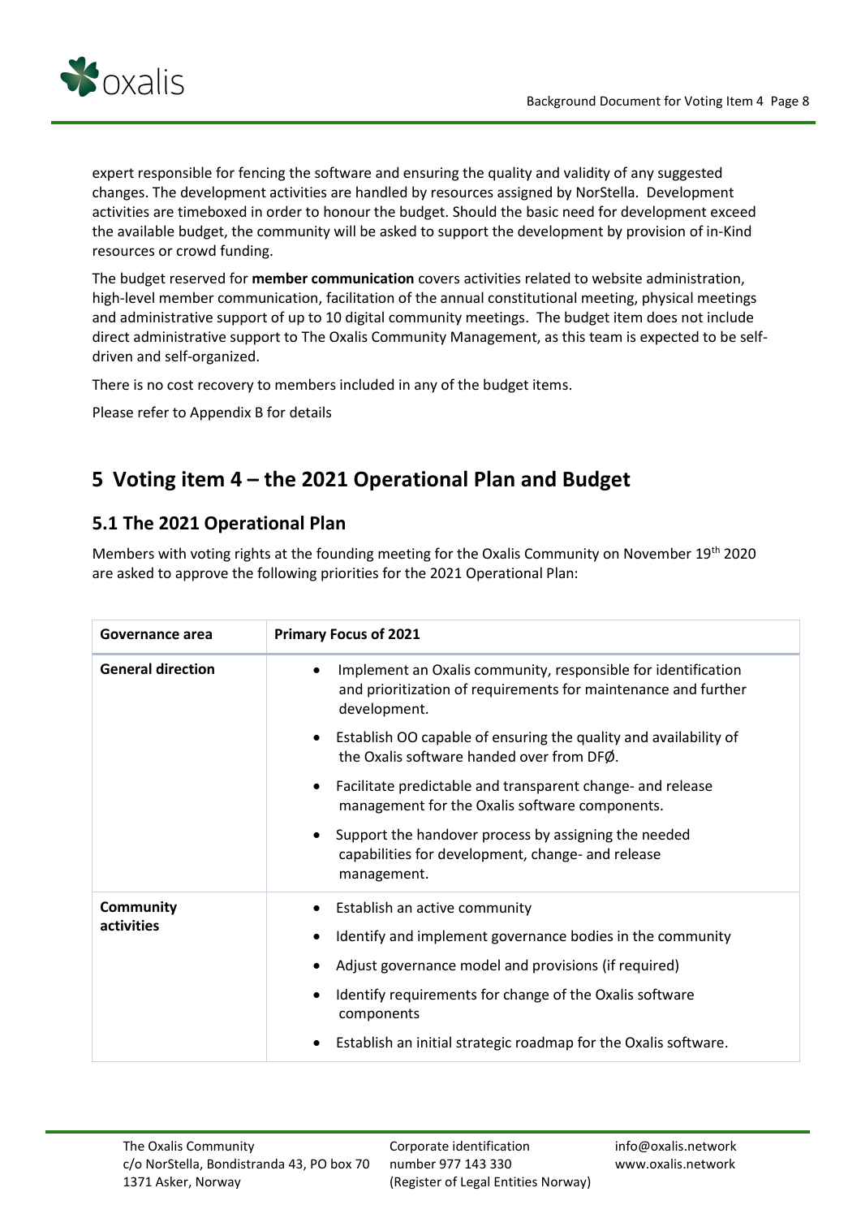expert responsible for fencing the software and ensuring the quality and validity of any suggested changes. The development activities are handled by resources assigned by NorStella. Development activities are timeboxed in order to honour the budget. Should the basic need for development exceed the available budget, the community will be asked to support the development by provision of in-Kind resources or crowd funding.

The budget reserved for **member communication** covers activities related to website administration, high-level member communication, facilitation of the annual constitutional meeting, physical meetings and administrative support of up to 10 digital community meetings. The budget item does not include direct administrative support to The Oxalis Community Management, as this team is expected to be self-driven and self-organized.

There is no cost recovery to members included in any of the budget items.

Please refer to Appendix B for details

# 5 Voting item 4 – the 2021 Operational Plan and Budget

## 5.1 The 2021 Operational Plan

Members with voting rights at the founding meeting for the Oxalis Community on November 19th 2020 are asked to approve the following priorities for the 2021 Operational Plan:

| Governance area | Primary Focus of 2021 |
|---|---|
| **General direction** | • Implement an Oxalis community, responsible for identification and prioritization of requirements for maintenance and further development.<br>• Establish OO capable of ensuring the quality and availability of the Oxalis software handed over from DFØ.<br>• Facilitate predictable and transparent change- and release management for the Oxalis software components.<br>• Support the handover process by assigning the needed capabilities for development, change- and release management. |
| **Community activities** | • Establish an active community<br>• Identify and implement governance bodies in the community<br>• Adjust governance model and provisions (if required)<br>• Identify requirements for change of the Oxalis software components<br>• Establish an initial strategic roadmap for the Oxalis software. |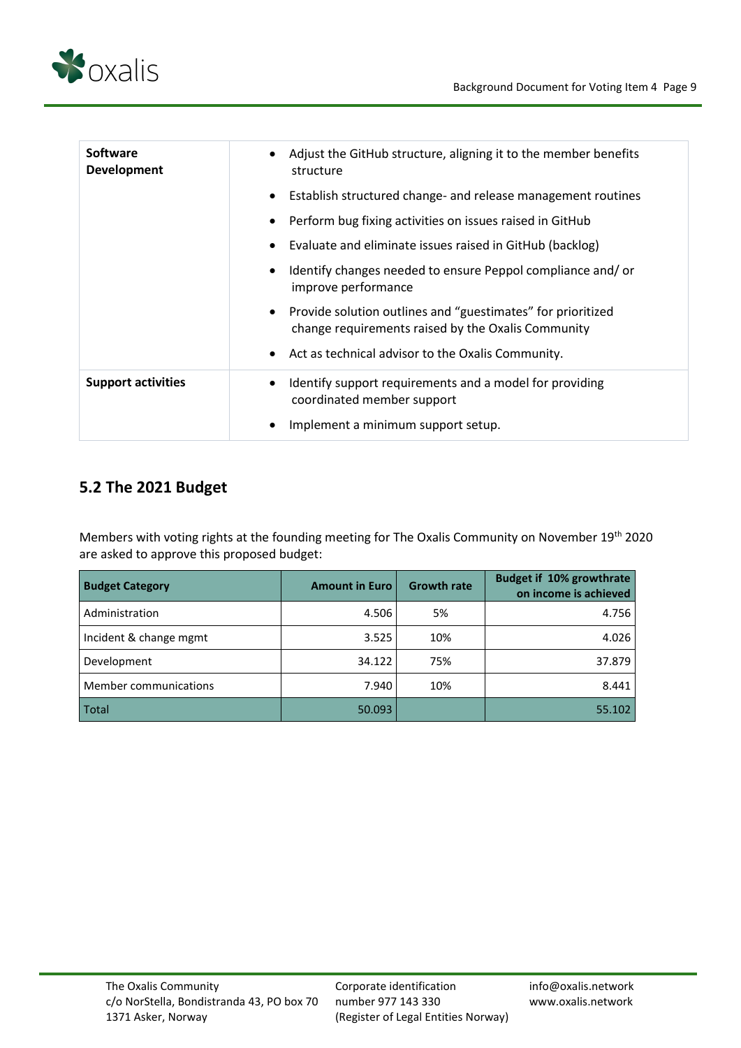| | |
|---|---|
| **Software Development** | • Adjust the GitHub structure, aligning it to the member benefits structure<br>• Establish structured change- and release management routines<br>• Perform bug fixing activities on issues raised in GitHub<br>• Evaluate and eliminate issues raised in GitHub (backlog)<br>• Identify changes needed to ensure Peppol compliance and/ or improve performance<br>• Provide solution outlines and "guestimates" for prioritized change requirements raised by the Oxalis Community<br>• Act as technical advisor to the Oxalis Community. |
| **Support activities** | • Identify support requirements and a model for providing coordinated member support<br>• Implement a minimum support setup. |

## 5.2 The 2021 Budget

Members with voting rights at the founding meeting for The Oxalis Community on November 19th 2020 are asked to approve this proposed budget:

| Budget Category | Amount in Euro | Growth rate | Budget if 10% growthrate on income is achieved |
|---|---|---|---|
| Administration | 4.506 | 5% | 4.756 |
| Incident & change mgmt | 3.525 | 10% | 4.026 |
| Development | 34.122 | 75% | 37.879 |
| Member communications | 7.940 | 10% | 8.441 |
| Total | 50.093 | | 55.102 |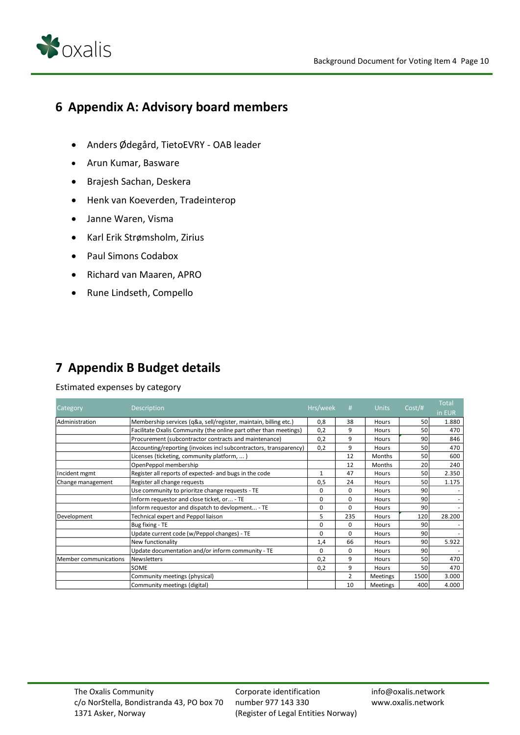## 6 Appendix A: Advisory board members

- Anders Ødegård, TietoEVRY - OAB leader
- Arun Kumar, Basware
- Brajesh Sachan, Deskera
- Henk van Koeverden, Tradeinterop
- Janne Waren, Visma
- Karl Erik Strømsholm, Zirius
- Paul Simons Codabox
- Richard van Maaren, APRO
- Rune Lindseth, Compello

## 7 Appendix B Budget details

Estimated expenses by category

| Category | Description | Hrs/week | # | Units | Cost/# | Total in EUR |
|---|---|---|---|---|---|---|
| Administration | Membership services (q&a, sell/register, maintain, billing etc.) | 0,8 | 38 | Hours | 50 | 1.880 |
| | Facilitate Oxalis Community (the online part other than meetings) | 0,2 | 9 | Hours | 50 | 470 |
| | Procurement (subcontractor contracts and maintenance) | 0,2 | 9 | Hours | 90 | 846 |
| | Accounting/reporting (invoices incl subcontractors, transparency) | 0,2 | 9 | Hours | 50 | 470 |
| | Licenses (ticketing, community platform, ... ) | | 12 | Months | 50 | 600 |
| | OpenPeppol membership | | 12 | Months | 20 | 240 |
| Incident mgmt | Register all reports of expected- and bugs in the code | 1 | 47 | Hours | 50 | 2.350 |
| Change management | Register all change requests | 0,5 | 24 | Hours | 50 | 1.175 |
| | Use community to prioritze change requests - TE | 0 | 0 | Hours | 90 | - |
| | Inform requestor and close ticket, or... - TE | 0 | 0 | Hours | 90 | - |
| | Inform requestor and dispatch to devlopment... - TE | 0 | 0 | Hours | 90 | - |
| Development | Technical expert and Peppol liaison | 5 | 235 | Hours | 120 | 28.200 |
| | Bug fixing - TE | 0 | 0 | Hours | 90 | - |
| | Update current code (w/Peppol changes) - TE | 0 | 0 | Hours | 90 | - |
| | New functionality | 1,4 | 66 | Hours | 90 | 5.922 |
| | Update documentation and/or inform community - TE | 0 | 0 | Hours | 90 | - |
| Member communications | Newsletters | 0,2 | 9 | Hours | 50 | 470 |
| | SOME | 0,2 | 9 | Hours | 50 | 470 |
| | Community meetings (physical) | | 2 | Meetings | 1500 | 3.000 |
| | Community meetings (digital) | | 10 | Meetings | 400 | 4.000 |

The Oxalis Community
c/o NorStella, Bondistranda 43, PO box 70
1371 Asker, Norway

Corporate identification
number 977 143 330
(Register of Legal Entities Norway)

info@oxalis.network
www.oxalis.network